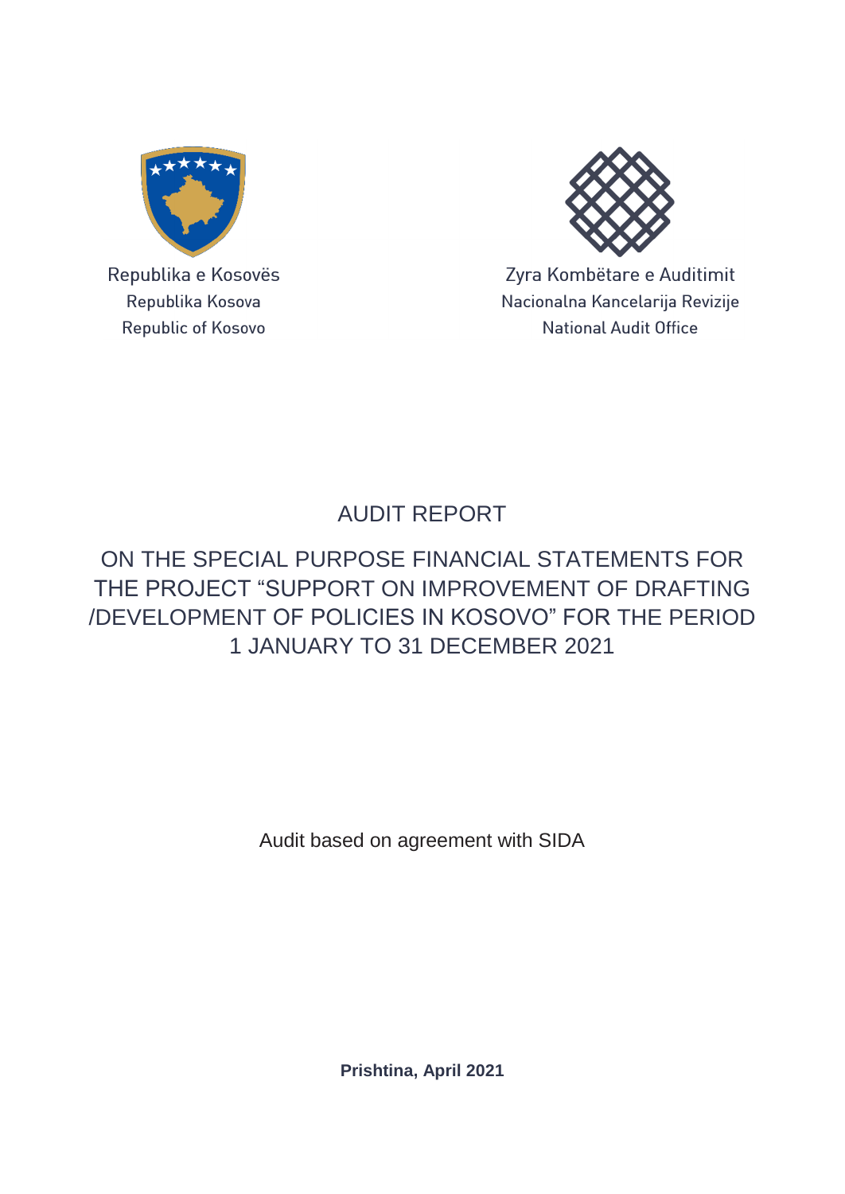Republika e Kosovës
Republika Kosova
Republic of Kosovo

Zyra Kombëtare e Auditimit
Nacionalna Kancelarija Revizije
National Audit Office

# AUDIT REPORT

## ON THE SPECIAL PURPOSE FINANCIAL STATEMENTS FOR THE PROJECT "SUPPORT ON IMPROVEMENT OF DRAFTING /DEVELOPMENT OF POLICIES IN KOSOVO" FOR THE PERIOD 1 JANUARY TO 31 DECEMBER 2021

Audit based on agreement with SIDA

**Prishtina, April 2021**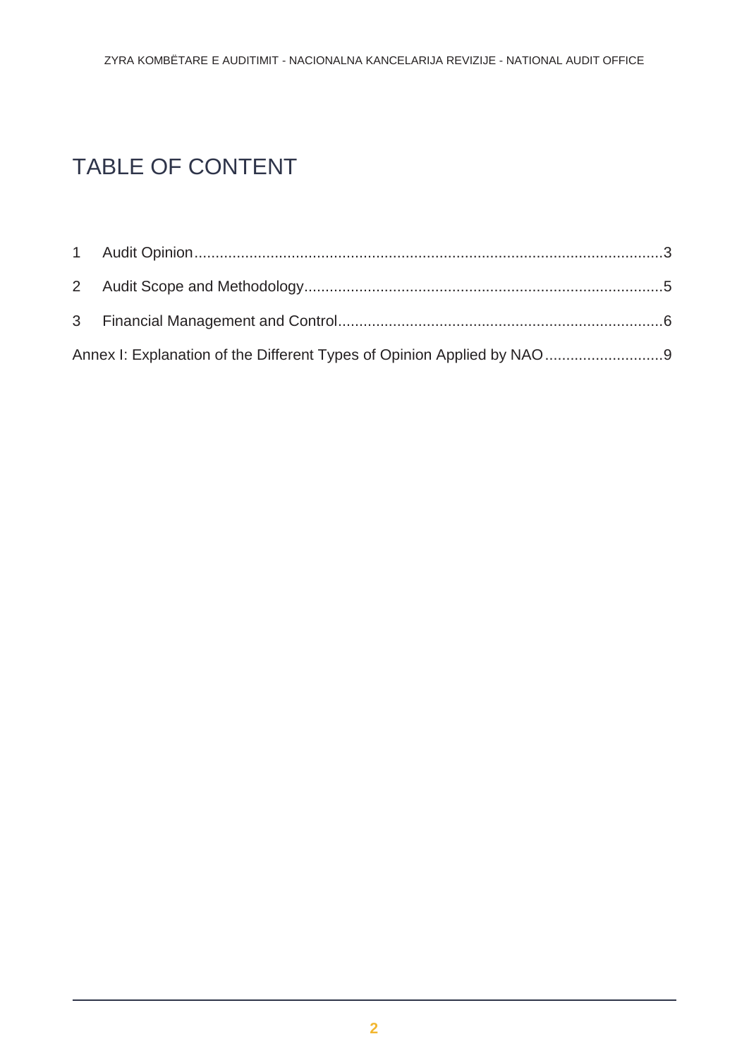# TABLE OF CONTENT

1 Audit Opinion ........................................................................................................ 3

2 Audit Scope and Methodology ................................................................................. 5

3 Financial Management and Control ........................................................................ 6

Annex I: Explanation of the Different Types of Opinion Applied by NAO .......................... 9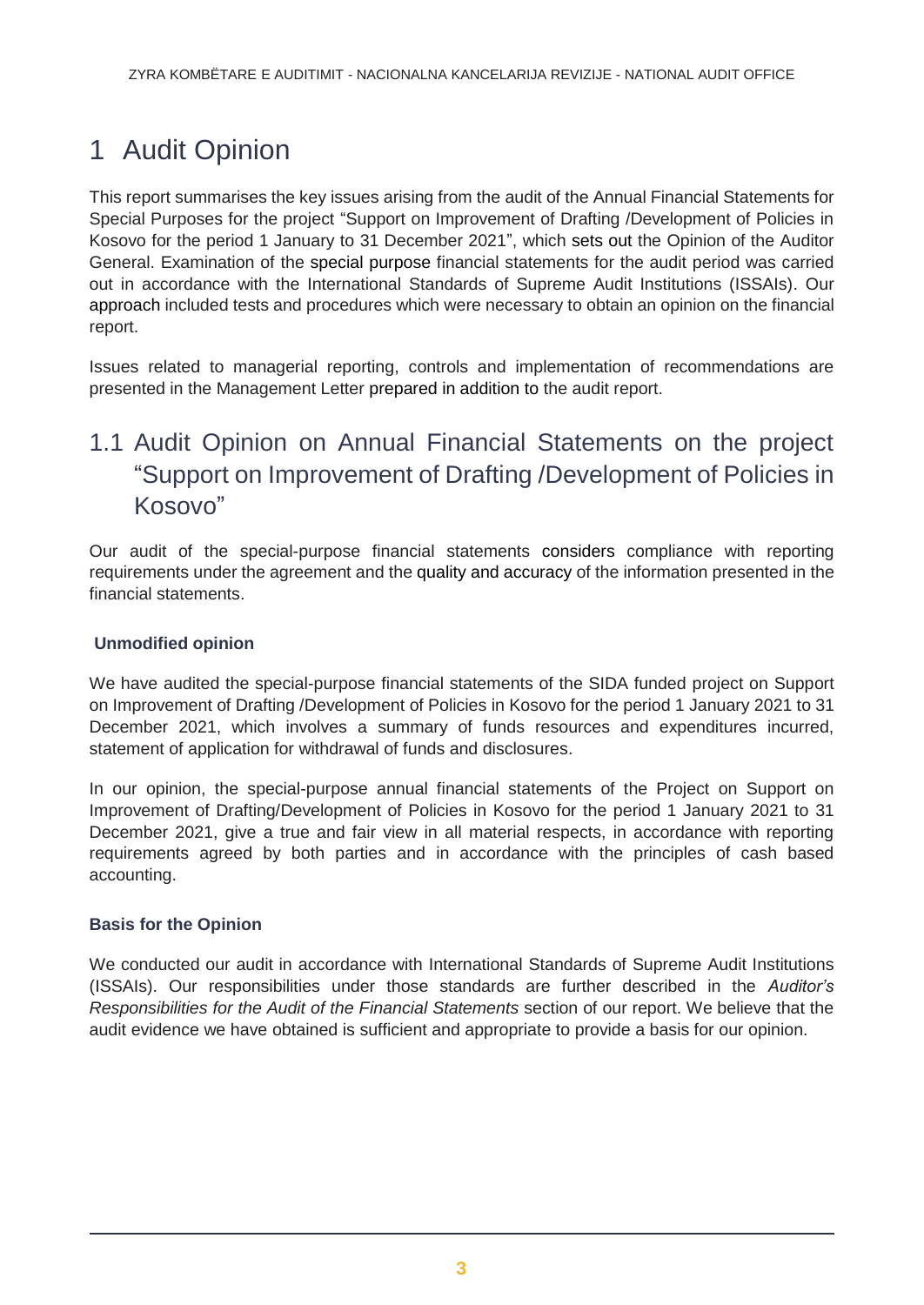# 1 Audit Opinion

This report summarises the key issues arising from the audit of the Annual Financial Statements for Special Purposes for the project “Support on Improvement of Drafting /Development of Policies in Kosovo for the period 1 January to 31 December 2021”, which sets out the Opinion of the Auditor General. Examination of the special purpose financial statements for the audit period was carried out in accordance with the International Standards of Supreme Audit Institutions (ISSAIs). Our approach included tests and procedures which were necessary to obtain an opinion on the financial report.

Issues related to managerial reporting, controls and implementation of recommendations are presented in the Management Letter prepared in addition to the audit report.

## 1.1 Audit Opinion on Annual Financial Statements on the project “Support on Improvement of Drafting /Development of Policies in Kosovo”

Our audit of the special-purpose financial statements considers compliance with reporting requirements under the agreement and the quality and accuracy of the information presented in the financial statements.

**Unmodified opinion**

We have audited the special-purpose financial statements of the SIDA funded project on Support on Improvement of Drafting /Development of Policies in Kosovo for the period 1 January 2021 to 31 December 2021, which involves a summary of funds resources and expenditures incurred, statement of application for withdrawal of funds and disclosures.

In our opinion, the special-purpose annual financial statements of the Project on Support on Improvement of Drafting/Development of Policies in Kosovo for the period 1 January 2021 to 31 December 2021, give a true and fair view in all material respects, in accordance with reporting requirements agreed by both parties and in accordance with the principles of cash based accounting.

**Basis for the Opinion**

We conducted our audit in accordance with International Standards of Supreme Audit Institutions (ISSAIs). Our responsibilities under those standards are further described in the *Auditor’s Responsibilities for the Audit of the Financial Statements* section of our report. We believe that the audit evidence we have obtained is sufficient and appropriate to provide a basis for our opinion.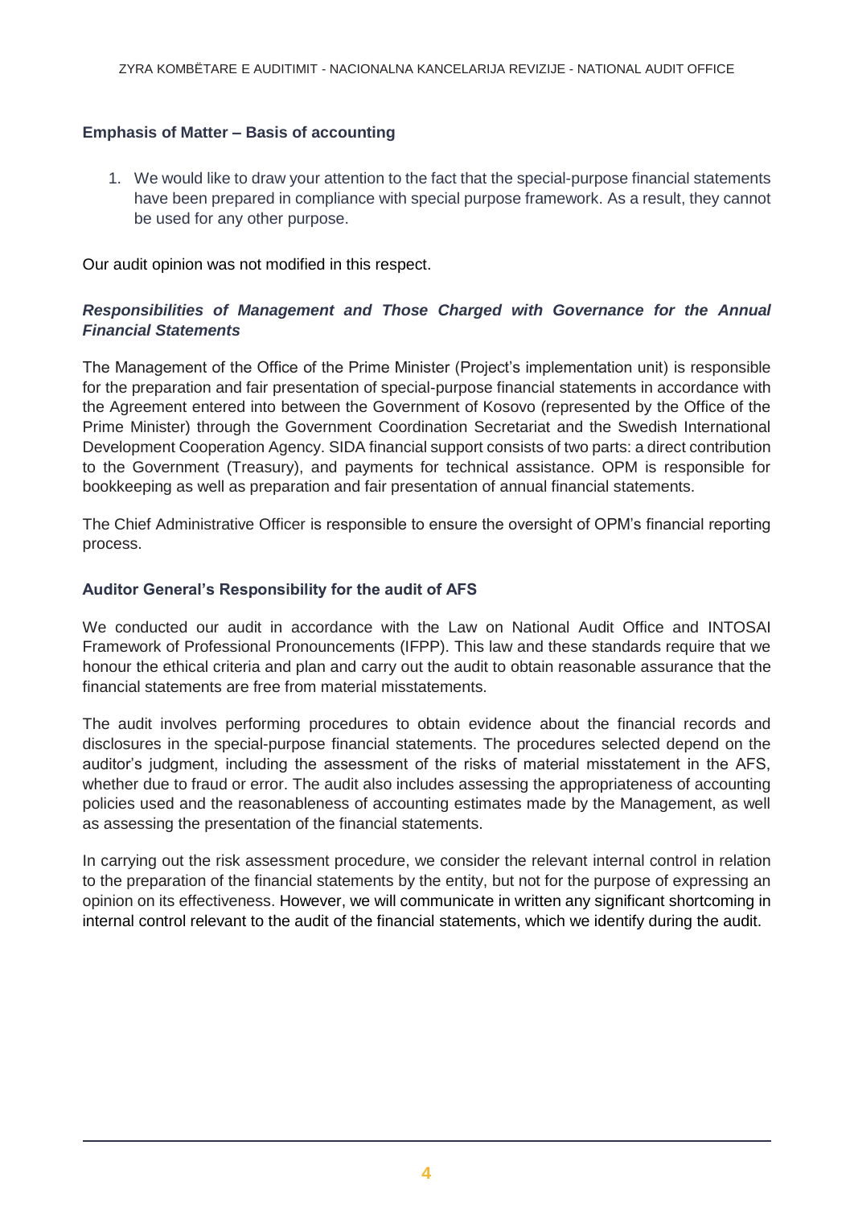#### Emphasis of Matter – Basis of accounting

1. We would like to draw your attention to the fact that the special-purpose financial statements have been prepared in compliance with special purpose framework. As a result, they cannot be used for any other purpose.

Our audit opinion was not modified in this respect.

#### *Responsibilities of Management and Those Charged with Governance for the Annual Financial Statements*

The Management of the Office of the Prime Minister (Project's implementation unit) is responsible for the preparation and fair presentation of special-purpose financial statements in accordance with the Agreement entered into between the Government of Kosovo (represented by the Office of the Prime Minister) through the Government Coordination Secretariat and the Swedish International Development Cooperation Agency. SIDA financial support consists of two parts: a direct contribution to the Government (Treasury), and payments for technical assistance. OPM is responsible for bookkeeping as well as preparation and fair presentation of annual financial statements.

The Chief Administrative Officer is responsible to ensure the oversight of OPM's financial reporting process.

#### Auditor General's Responsibility for the audit of AFS

We conducted our audit in accordance with the Law on National Audit Office and INTOSAI Framework of Professional Pronouncements (IFPP). This law and these standards require that we honour the ethical criteria and plan and carry out the audit to obtain reasonable assurance that the financial statements are free from material misstatements.

The audit involves performing procedures to obtain evidence about the financial records and disclosures in the special-purpose financial statements. The procedures selected depend on the auditor's judgment, including the assessment of the risks of material misstatement in the AFS, whether due to fraud or error. The audit also includes assessing the appropriateness of accounting policies used and the reasonableness of accounting estimates made by the Management, as well as assessing the presentation of the financial statements.

In carrying out the risk assessment procedure, we consider the relevant internal control in relation to the preparation of the financial statements by the entity, but not for the purpose of expressing an opinion on its effectiveness. However, we will communicate in written any significant shortcoming in internal control relevant to the audit of the financial statements, which we identify during the audit.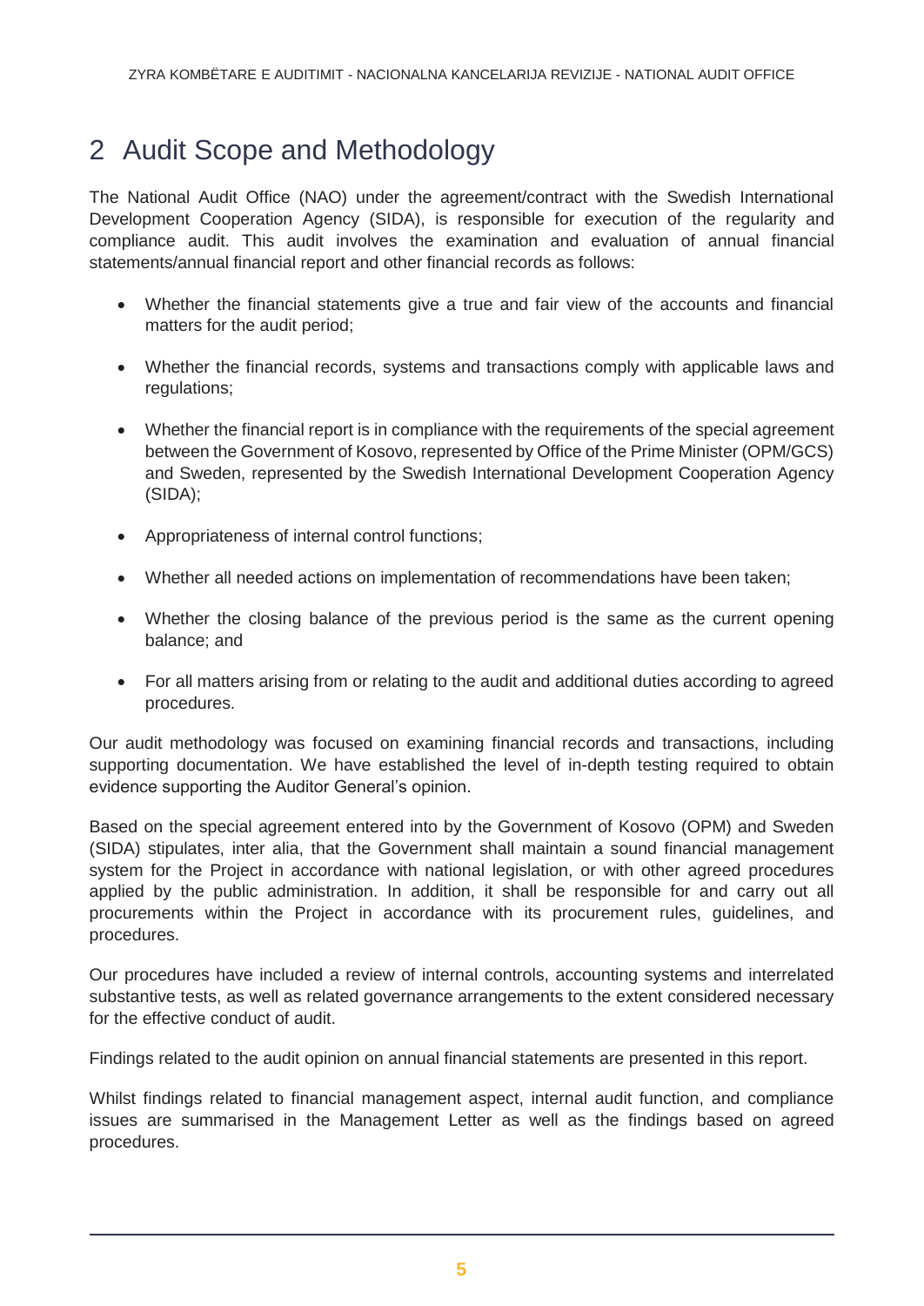# 2 Audit Scope and Methodology

The National Audit Office (NAO) under the agreement/contract with the Swedish International Development Cooperation Agency (SIDA), is responsible for execution of the regularity and compliance audit. This audit involves the examination and evaluation of annual financial statements/annual financial report and other financial records as follows:

- Whether the financial statements give a true and fair view of the accounts and financial matters for the audit period;
- Whether the financial records, systems and transactions comply with applicable laws and regulations;
- Whether the financial report is in compliance with the requirements of the special agreement between the Government of Kosovo, represented by Office of the Prime Minister (OPM/GCS) and Sweden, represented by the Swedish International Development Cooperation Agency (SIDA);
- Appropriateness of internal control functions;
- Whether all needed actions on implementation of recommendations have been taken;
- Whether the closing balance of the previous period is the same as the current opening balance; and
- For all matters arising from or relating to the audit and additional duties according to agreed procedures.

Our audit methodology was focused on examining financial records and transactions, including supporting documentation. We have established the level of in-depth testing required to obtain evidence supporting the Auditor General's opinion.

Based on the special agreement entered into by the Government of Kosovo (OPM) and Sweden (SIDA) stipulates, inter alia, that the Government shall maintain a sound financial management system for the Project in accordance with national legislation, or with other agreed procedures applied by the public administration. In addition, it shall be responsible for and carry out all procurements within the Project in accordance with its procurement rules, guidelines, and procedures.

Our procedures have included a review of internal controls, accounting systems and interrelated substantive tests, as well as related governance arrangements to the extent considered necessary for the effective conduct of audit.

Findings related to the audit opinion on annual financial statements are presented in this report.

Whilst findings related to financial management aspect, internal audit function, and compliance issues are summarised in the Management Letter as well as the findings based on agreed procedures.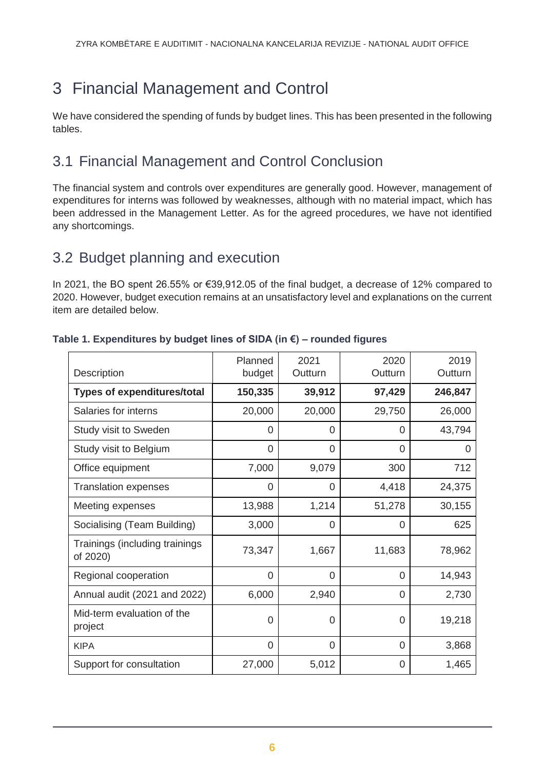# 3 Financial Management and Control

We have considered the spending of funds by budget lines. This has been presented in the following tables.

## 3.1 Financial Management and Control Conclusion

The financial system and controls over expenditures are generally good. However, management of expenditures for interns was followed by weaknesses, although with no material impact, which has been addressed in the Management Letter. As for the agreed procedures, we have not identified any shortcomings.

## 3.2 Budget planning and execution

In 2021, the BO spent 26.55% or €39,912.05 of the final budget, a decrease of 12% compared to 2020. However, budget execution remains at an unsatisfactory level and explanations on the current item are detailed below.

**Table 1. Expenditures by budget lines of SIDA (in €) – rounded figures**

| Description | Planned budget | 2021 Outturn | 2020 Outturn | 2019 Outturn |
|---|---|---|---|---|
| **Types of expenditures/total** | **150,335** | **39,912** | **97,429** | **246,847** |
| Salaries for interns | 20,000 | 20,000 | 29,750 | 26,000 |
| Study visit to Sweden | 0 | 0 | 0 | 43,794 |
| Study visit to Belgium | 0 | 0 | 0 | 0 |
| Office equipment | 7,000 | 9,079 | 300 | 712 |
| Translation expenses | 0 | 0 | 4,418 | 24,375 |
| Meeting expenses | 13,988 | 1,214 | 51,278 | 30,155 |
| Socialising (Team Building) | 3,000 | 0 | 0 | 625 |
| Trainings (including trainings of 2020) | 73,347 | 1,667 | 11,683 | 78,962 |
| Regional cooperation | 0 | 0 | 0 | 14,943 |
| Annual audit (2021 and 2022) | 6,000 | 2,940 | 0 | 2,730 |
| Mid-term evaluation of the project | 0 | 0 | 0 | 19,218 |
| KIPA | 0 | 0 | 0 | 3,868 |
| Support for consultation | 27,000 | 5,012 | 0 | 1,465 |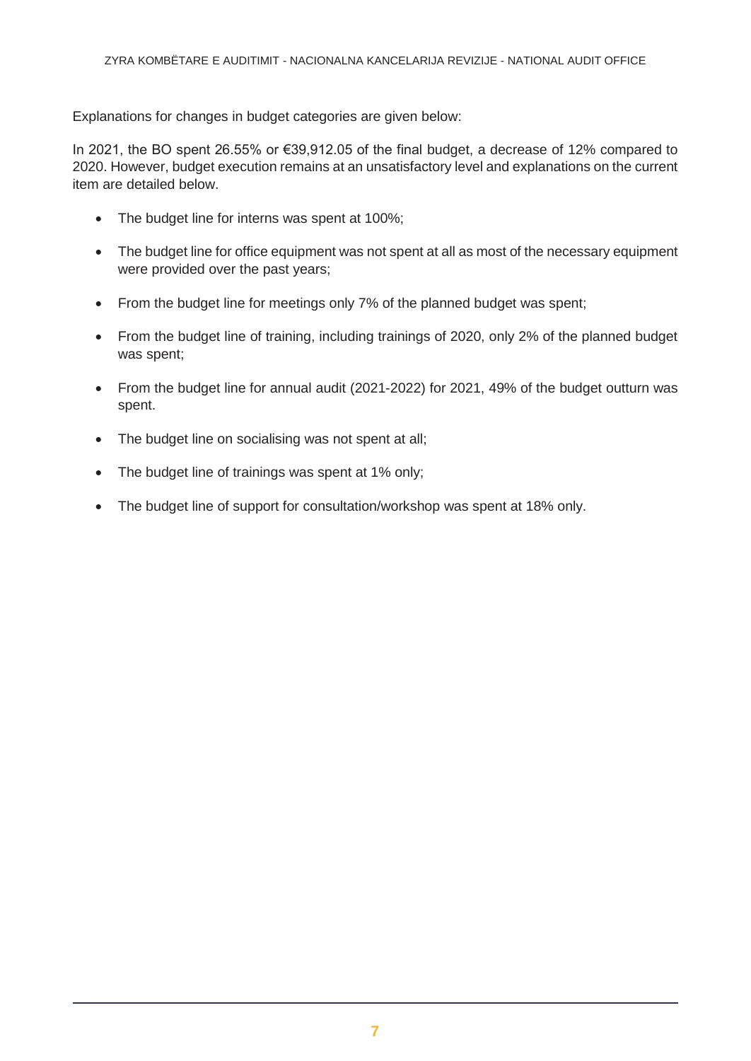Explanations for changes in budget categories are given below:

In 2021, the BO spent 26.55% or €39,912.05 of the final budget, a decrease of 12% compared to 2020. However, budget execution remains at an unsatisfactory level and explanations on the current item are detailed below.

- The budget line for interns was spent at 100%;
- The budget line for office equipment was not spent at all as most of the necessary equipment were provided over the past years;
- From the budget line for meetings only 7% of the planned budget was spent;
- From the budget line of training, including trainings of 2020, only 2% of the planned budget was spent;
- From the budget line for annual audit (2021-2022) for 2021, 49% of the budget outturn was spent.
- The budget line on socialising was not spent at all;
- The budget line of trainings was spent at 1% only;
- The budget line of support for consultation/workshop was spent at 18% only.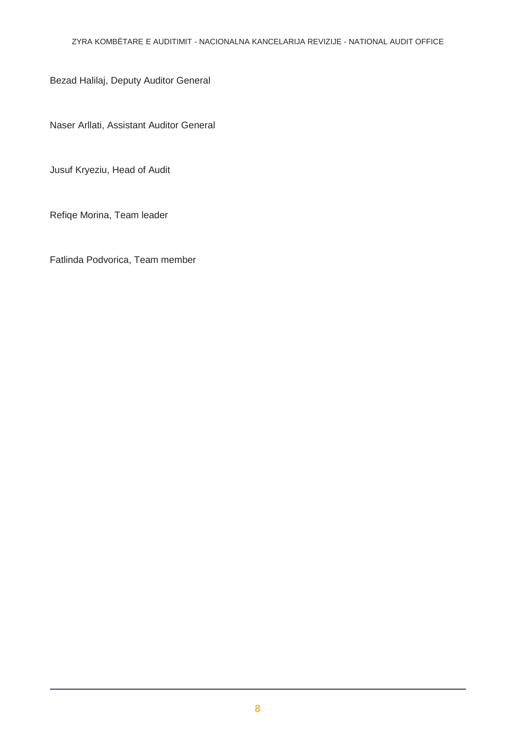Bezad Halilaj, Deputy Auditor General

Naser Arllati, Assistant Auditor General

Jusuf Kryeziu, Head of Audit

Refiqe Morina, Team leader

Fatlinda Podvorica, Team member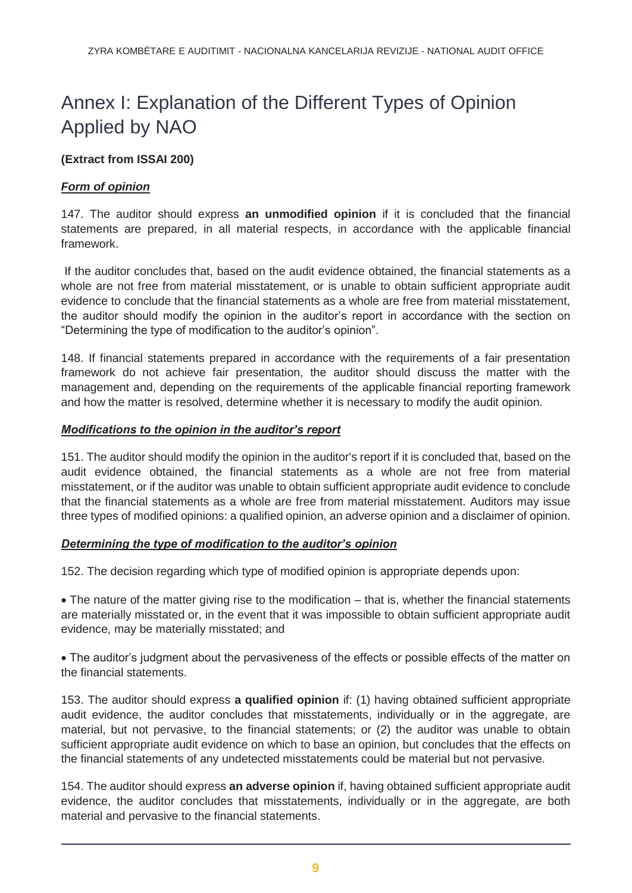# Annex I: Explanation of the Different Types of Opinion Applied by NAO

**(Extract from ISSAI 200)**

***Form of opinion***

147. The auditor should express **an unmodified opinion** if it is concluded that the financial statements are prepared, in all material respects, in accordance with the applicable financial framework.

If the auditor concludes that, based on the audit evidence obtained, the financial statements as a whole are not free from material misstatement, or is unable to obtain sufficient appropriate audit evidence to conclude that the financial statements as a whole are free from material misstatement, the auditor should modify the opinion in the auditor's report in accordance with the section on "Determining the type of modification to the auditor's opinion".

148. If financial statements prepared in accordance with the requirements of a fair presentation framework do not achieve fair presentation, the auditor should discuss the matter with the management and, depending on the requirements of the applicable financial reporting framework and how the matter is resolved, determine whether it is necessary to modify the audit opinion.

***Modifications to the opinion in the auditor's report***

151. The auditor should modify the opinion in the auditor's report if it is concluded that, based on the audit evidence obtained, the financial statements as a whole are not free from material misstatement, or if the auditor was unable to obtain sufficient appropriate audit evidence to conclude that the financial statements as a whole are free from material misstatement. Auditors may issue three types of modified opinions: a qualified opinion, an adverse opinion and a disclaimer of opinion.

***Determining the type of modification to the auditor's opinion***

152. The decision regarding which type of modified opinion is appropriate depends upon:

- The nature of the matter giving rise to the modification – that is, whether the financial statements are materially misstated or, in the event that it was impossible to obtain sufficient appropriate audit evidence, may be materially misstated; and

- The auditor's judgment about the pervasiveness of the effects or possible effects of the matter on the financial statements.

153. The auditor should express **a qualified opinion** if: (1) having obtained sufficient appropriate audit evidence, the auditor concludes that misstatements, individually or in the aggregate, are material, but not pervasive, to the financial statements; or (2) the auditor was unable to obtain sufficient appropriate audit evidence on which to base an opinion, but concludes that the effects on the financial statements of any undetected misstatements could be material but not pervasive.

154. The auditor should express **an adverse opinion** if, having obtained sufficient appropriate audit evidence, the auditor concludes that misstatements, individually or in the aggregate, are both material and pervasive to the financial statements.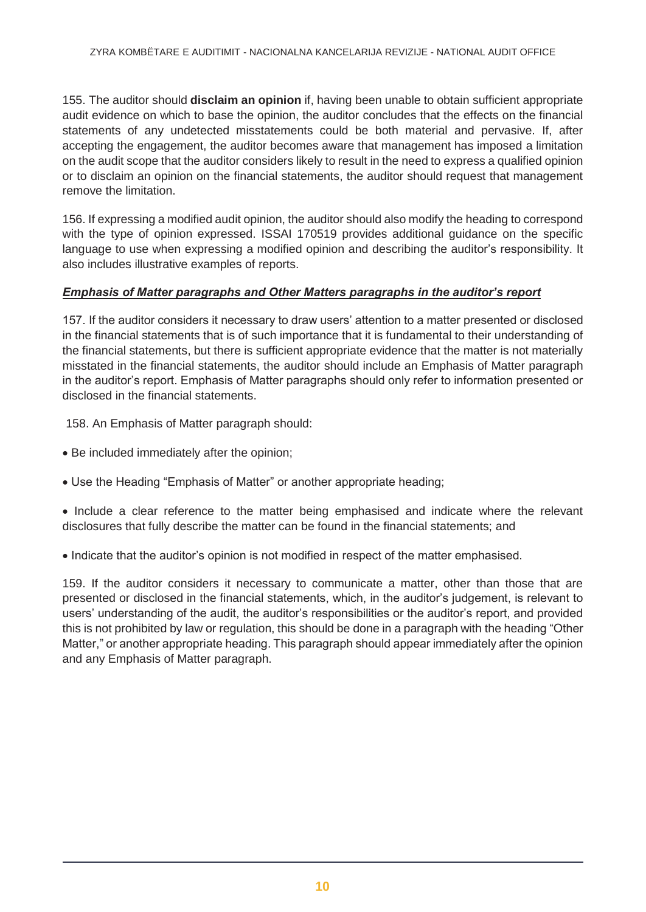155. The auditor should **disclaim an opinion** if, having been unable to obtain sufficient appropriate audit evidence on which to base the opinion, the auditor concludes that the effects on the financial statements of any undetected misstatements could be both material and pervasive. If, after accepting the engagement, the auditor becomes aware that management has imposed a limitation on the audit scope that the auditor considers likely to result in the need to express a qualified opinion or to disclaim an opinion on the financial statements, the auditor should request that management remove the limitation.

156. If expressing a modified audit opinion, the auditor should also modify the heading to correspond with the type of opinion expressed. ISSAI 170519 provides additional guidance on the specific language to use when expressing a modified opinion and describing the auditor's responsibility. It also includes illustrative examples of reports.

***Emphasis of Matter paragraphs and Other Matters paragraphs in the auditor's report***

157. If the auditor considers it necessary to draw users' attention to a matter presented or disclosed in the financial statements that is of such importance that it is fundamental to their understanding of the financial statements, but there is sufficient appropriate evidence that the matter is not materially misstated in the financial statements, the auditor should include an Emphasis of Matter paragraph in the auditor's report. Emphasis of Matter paragraphs should only refer to information presented or disclosed in the financial statements.

158. An Emphasis of Matter paragraph should:

- Be included immediately after the opinion;
- Use the Heading "Emphasis of Matter" or another appropriate heading;
- Include a clear reference to the matter being emphasised and indicate where the relevant disclosures that fully describe the matter can be found in the financial statements; and
- Indicate that the auditor's opinion is not modified in respect of the matter emphasised.

159. If the auditor considers it necessary to communicate a matter, other than those that are presented or disclosed in the financial statements, which, in the auditor's judgement, is relevant to users' understanding of the audit, the auditor's responsibilities or the auditor's report, and provided this is not prohibited by law or regulation, this should be done in a paragraph with the heading "Other Matter," or another appropriate heading. This paragraph should appear immediately after the opinion and any Emphasis of Matter paragraph.